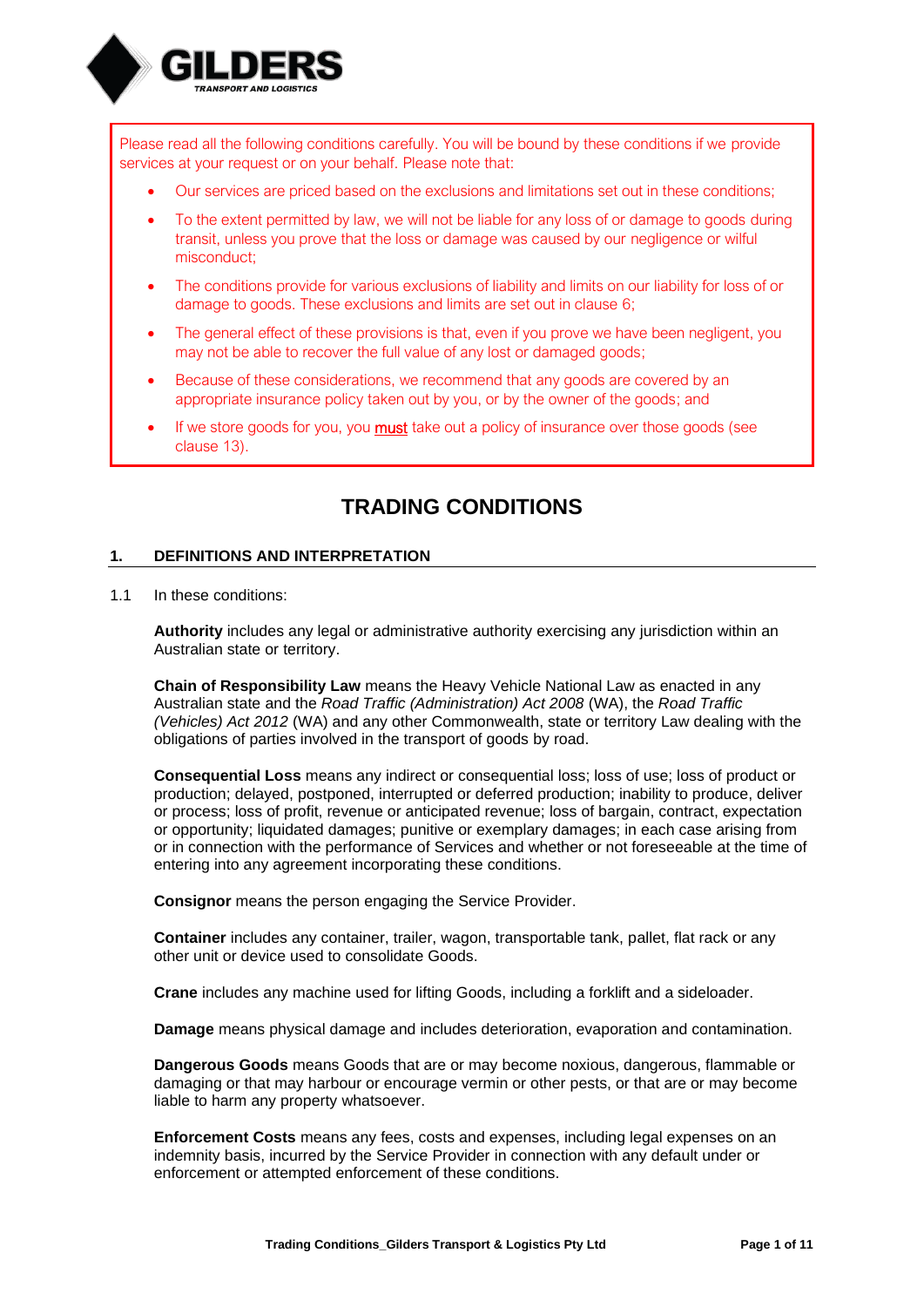**GILDERS**
*TRANSPORT AND LOGISTICS*

Please read all the following conditions carefully. You will be bound by these conditions if we provide services at your request or on your behalf. Please note that:

- Our services are priced based on the exclusions and limitations set out in these conditions;
- To the extent permitted by law, we will not be liable for any loss of or damage to goods during transit, unless you prove that the loss or damage was caused by our negligence or wilful misconduct;
- The conditions provide for various exclusions of liability and limits on our liability for loss of or damage to goods. These exclusions and limits are set out in clause 6;
- The general effect of these provisions is that, even if you prove we have been negligent, you may not be able to recover the full value of any lost or damaged goods;
- Because of these considerations, we recommend that any goods are covered by an appropriate insurance policy taken out by you, or by the owner of the goods; and
- If we store goods for you, you **must** take out a policy of insurance over those goods (see clause 13).

# TRADING CONDITIONS

## 1. DEFINITIONS AND INTERPRETATION

1.1 In these conditions:

**Authority** includes any legal or administrative authority exercising any jurisdiction within an Australian state or territory.

**Chain of Responsibility Law** means the Heavy Vehicle National Law as enacted in any Australian state and the *Road Traffic (Administration) Act 2008* (WA), the *Road Traffic (Vehicles) Act 2012* (WA) and any other Commonwealth, state or territory Law dealing with the obligations of parties involved in the transport of goods by road.

**Consequential Loss** means any indirect or consequential loss; loss of use; loss of product or production; delayed, postponed, interrupted or deferred production; inability to produce, deliver or process; loss of profit, revenue or anticipated revenue; loss of bargain, contract, expectation or opportunity; liquidated damages; punitive or exemplary damages; in each case arising from or in connection with the performance of Services and whether or not foreseeable at the time of entering into any agreement incorporating these conditions.

**Consignor** means the person engaging the Service Provider.

**Container** includes any container, trailer, wagon, transportable tank, pallet, flat rack or any other unit or device used to consolidate Goods.

**Crane** includes any machine used for lifting Goods, including a forklift and a sideloader.

**Damage** means physical damage and includes deterioration, evaporation and contamination.

**Dangerous Goods** means Goods that are or may become noxious, dangerous, flammable or damaging or that may harbour or encourage vermin or other pests, or that are or may become liable to harm any property whatsoever.

**Enforcement Costs** means any fees, costs and expenses, including legal expenses on an indemnity basis, incurred by the Service Provider in connection with any default under or enforcement or attempted enforcement of these conditions.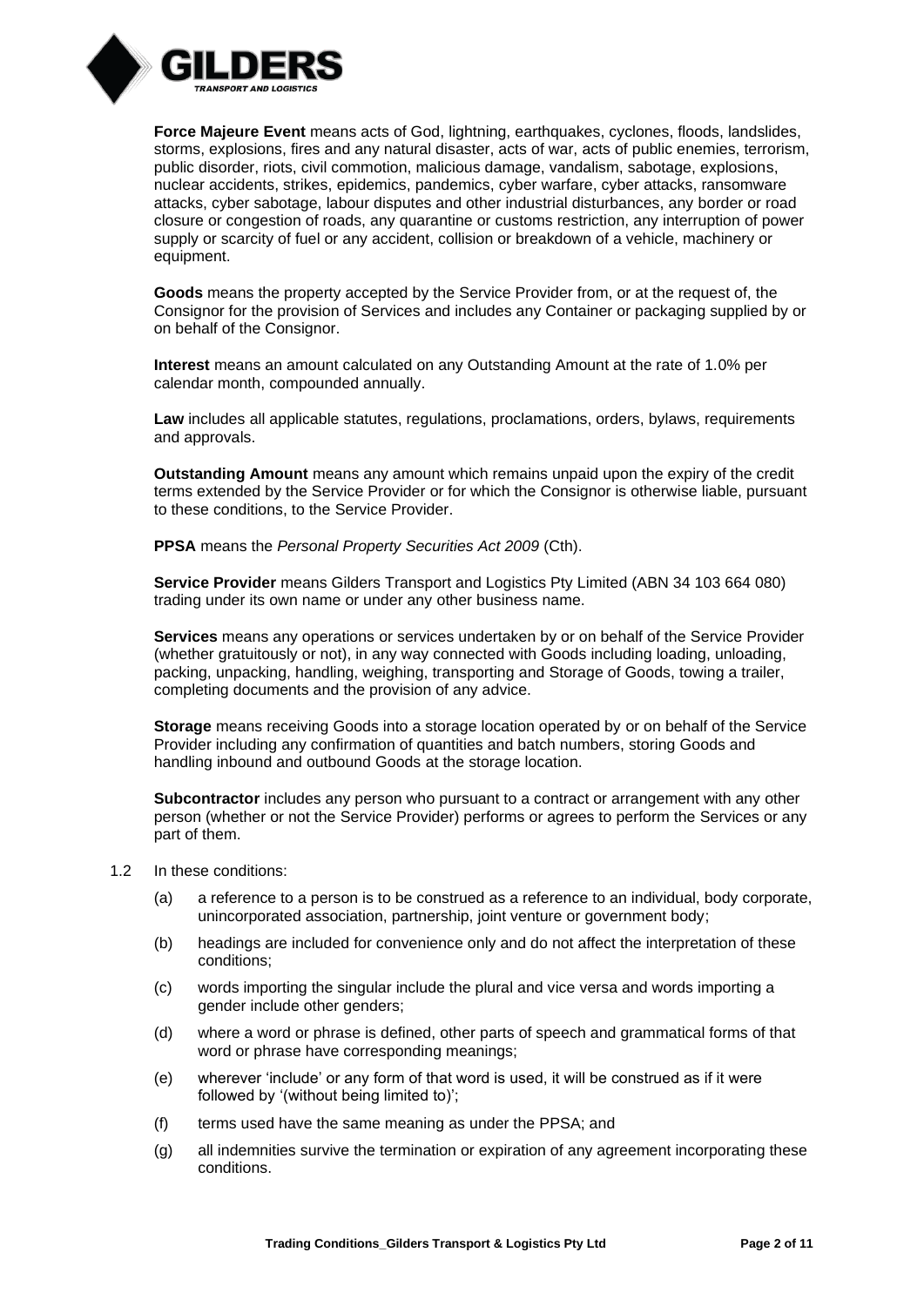**Force Majeure Event** means acts of God, lightning, earthquakes, cyclones, floods, landslides, storms, explosions, fires and any natural disaster, acts of war, acts of public enemies, terrorism, public disorder, riots, civil commotion, malicious damage, vandalism, sabotage, explosions, nuclear accidents, strikes, epidemics, pandemics, cyber warfare, cyber attacks, ransomware attacks, cyber sabotage, labour disputes and other industrial disturbances, any border or road closure or congestion of roads, any quarantine or customs restriction, any interruption of power supply or scarcity of fuel or any accident, collision or breakdown of a vehicle, machinery or equipment.

**Goods** means the property accepted by the Service Provider from, or at the request of, the Consignor for the provision of Services and includes any Container or packaging supplied by or on behalf of the Consignor.

**Interest** means an amount calculated on any Outstanding Amount at the rate of 1.0% per calendar month, compounded annually.

**Law** includes all applicable statutes, regulations, proclamations, orders, bylaws, requirements and approvals.

**Outstanding Amount** means any amount which remains unpaid upon the expiry of the credit terms extended by the Service Provider or for which the Consignor is otherwise liable, pursuant to these conditions, to the Service Provider.

**PPSA** means the *Personal Property Securities Act 2009* (Cth).

**Service Provider** means Gilders Transport and Logistics Pty Limited (ABN 34 103 664 080) trading under its own name or under any other business name.

**Services** means any operations or services undertaken by or on behalf of the Service Provider (whether gratuitously or not), in any way connected with Goods including loading, unloading, packing, unpacking, handling, weighing, transporting and Storage of Goods, towing a trailer, completing documents and the provision of any advice.

**Storage** means receiving Goods into a storage location operated by or on behalf of the Service Provider including any confirmation of quantities and batch numbers, storing Goods and handling inbound and outbound Goods at the storage location.

**Subcontractor** includes any person who pursuant to a contract or arrangement with any other person (whether or not the Service Provider) performs or agrees to perform the Services or any part of them.

1.2 In these conditions:

(a) a reference to a person is to be construed as a reference to an individual, body corporate, unincorporated association, partnership, joint venture or government body;

(b) headings are included for convenience only and do not affect the interpretation of these conditions;

(c) words importing the singular include the plural and vice versa and words importing a gender include other genders;

(d) where a word or phrase is defined, other parts of speech and grammatical forms of that word or phrase have corresponding meanings;

(e) wherever 'include' or any form of that word is used, it will be construed as if it were followed by '(without being limited to)';

(f) terms used have the same meaning as under the PPSA; and

(g) all indemnities survive the termination or expiration of any agreement incorporating these conditions.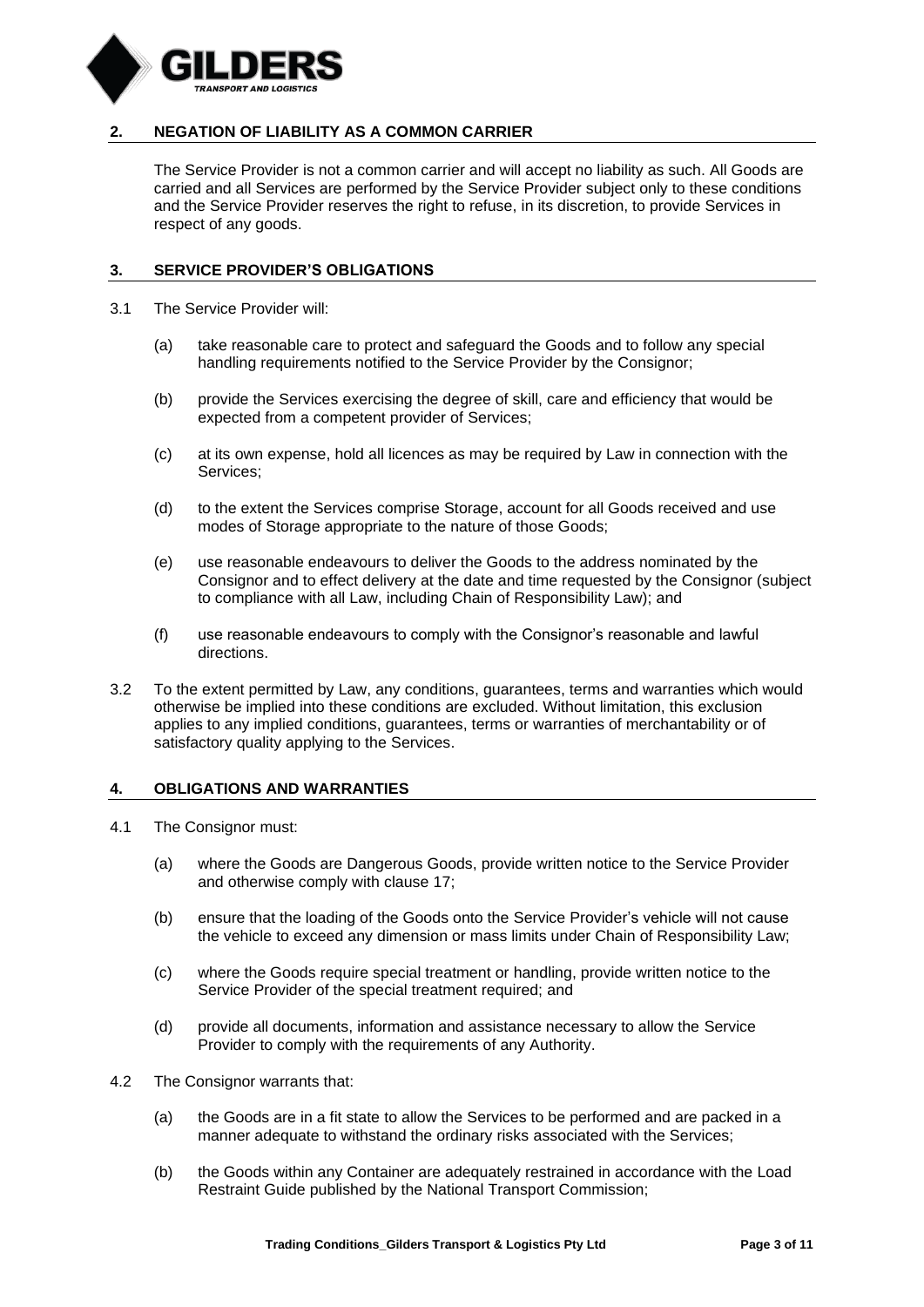## 2. NEGATION OF LIABILITY AS A COMMON CARRIER

The Service Provider is not a common carrier and will accept no liability as such. All Goods are carried and all Services are performed by the Service Provider subject only to these conditions and the Service Provider reserves the right to refuse, in its discretion, to provide Services in respect of any goods.

## 3. SERVICE PROVIDER'S OBLIGATIONS

3.1 The Service Provider will:

(a) take reasonable care to protect and safeguard the Goods and to follow any special handling requirements notified to the Service Provider by the Consignor;

(b) provide the Services exercising the degree of skill, care and efficiency that would be expected from a competent provider of Services;

(c) at its own expense, hold all licences as may be required by Law in connection with the Services;

(d) to the extent the Services comprise Storage, account for all Goods received and use modes of Storage appropriate to the nature of those Goods;

(e) use reasonable endeavours to deliver the Goods to the address nominated by the Consignor and to effect delivery at the date and time requested by the Consignor (subject to compliance with all Law, including Chain of Responsibility Law); and

(f) use reasonable endeavours to comply with the Consignor's reasonable and lawful directions.

3.2 To the extent permitted by Law, any conditions, guarantees, terms and warranties which would otherwise be implied into these conditions are excluded. Without limitation, this exclusion applies to any implied conditions, guarantees, terms or warranties of merchantability or of satisfactory quality applying to the Services.

## 4. OBLIGATIONS AND WARRANTIES

4.1 The Consignor must:

(a) where the Goods are Dangerous Goods, provide written notice to the Service Provider and otherwise comply with clause 17;

(b) ensure that the loading of the Goods onto the Service Provider's vehicle will not cause the vehicle to exceed any dimension or mass limits under Chain of Responsibility Law;

(c) where the Goods require special treatment or handling, provide written notice to the Service Provider of the special treatment required; and

(d) provide all documents, information and assistance necessary to allow the Service Provider to comply with the requirements of any Authority.

4.2 The Consignor warrants that:

(a) the Goods are in a fit state to allow the Services to be performed and are packed in a manner adequate to withstand the ordinary risks associated with the Services;

(b) the Goods within any Container are adequately restrained in accordance with the Load Restraint Guide published by the National Transport Commission;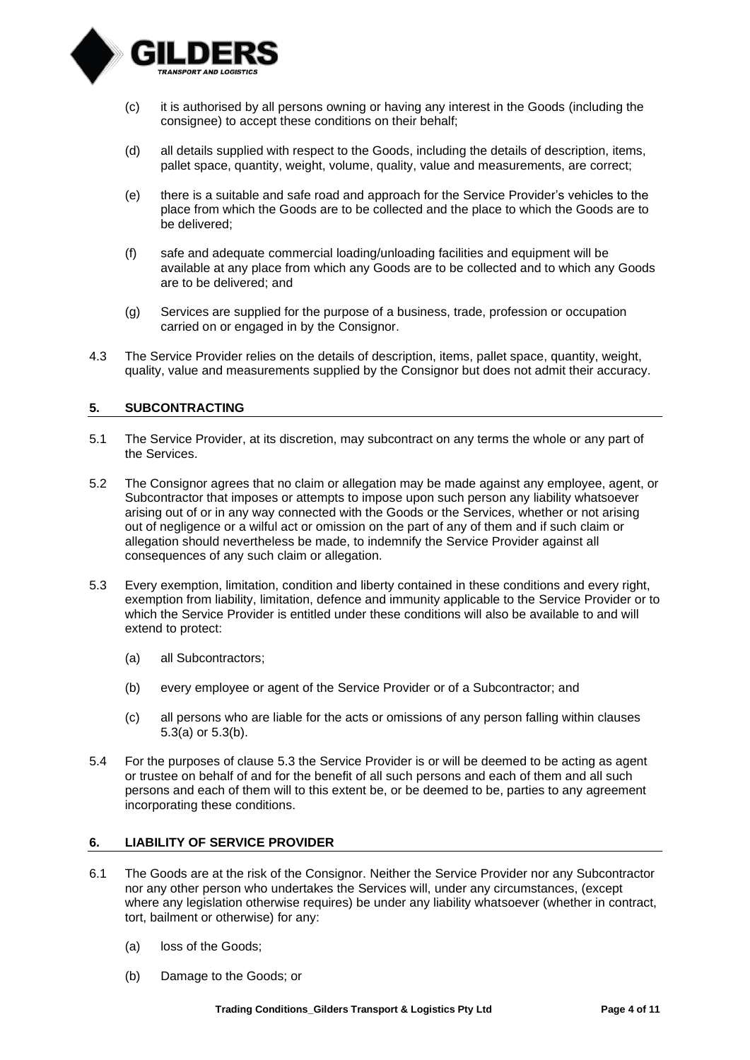(c) it is authorised by all persons owning or having any interest in the Goods (including the consignee) to accept these conditions on their behalf;

(d) all details supplied with respect to the Goods, including the details of description, items, pallet space, quantity, weight, volume, quality, value and measurements, are correct;

(e) there is a suitable and safe road and approach for the Service Provider's vehicles to the place from which the Goods are to be collected and the place to which the Goods are to be delivered;

(f) safe and adequate commercial loading/unloading facilities and equipment will be available at any place from which any Goods are to be collected and to which any Goods are to be delivered; and

(g) Services are supplied for the purpose of a business, trade, profession or occupation carried on or engaged in by the Consignor.

4.3 The Service Provider relies on the details of description, items, pallet space, quantity, weight, quality, value and measurements supplied by the Consignor but does not admit their accuracy.

## 5. SUBCONTRACTING

5.1 The Service Provider, at its discretion, may subcontract on any terms the whole or any part of the Services.

5.2 The Consignor agrees that no claim or allegation may be made against any employee, agent, or Subcontractor that imposes or attempts to impose upon such person any liability whatsoever arising out of or in any way connected with the Goods or the Services, whether or not arising out of negligence or a wilful act or omission on the part of any of them and if such claim or allegation should nevertheless be made, to indemnify the Service Provider against all consequences of any such claim or allegation.

5.3 Every exemption, limitation, condition and liberty contained in these conditions and every right, exemption from liability, limitation, defence and immunity applicable to the Service Provider or to which the Service Provider is entitled under these conditions will also be available to and will extend to protect:

(a) all Subcontractors;

(b) every employee or agent of the Service Provider or of a Subcontractor; and

(c) all persons who are liable for the acts or omissions of any person falling within clauses 5.3(a) or 5.3(b).

5.4 For the purposes of clause 5.3 the Service Provider is or will be deemed to be acting as agent or trustee on behalf of and for the benefit of all such persons and each of them and all such persons and each of them will to this extent be, or be deemed to be, parties to any agreement incorporating these conditions.

## 6. LIABILITY OF SERVICE PROVIDER

6.1 The Goods are at the risk of the Consignor. Neither the Service Provider nor any Subcontractor nor any other person who undertakes the Services will, under any circumstances, (except where any legislation otherwise requires) be under any liability whatsoever (whether in contract, tort, bailment or otherwise) for any:

(a) loss of the Goods;

(b) Damage to the Goods; or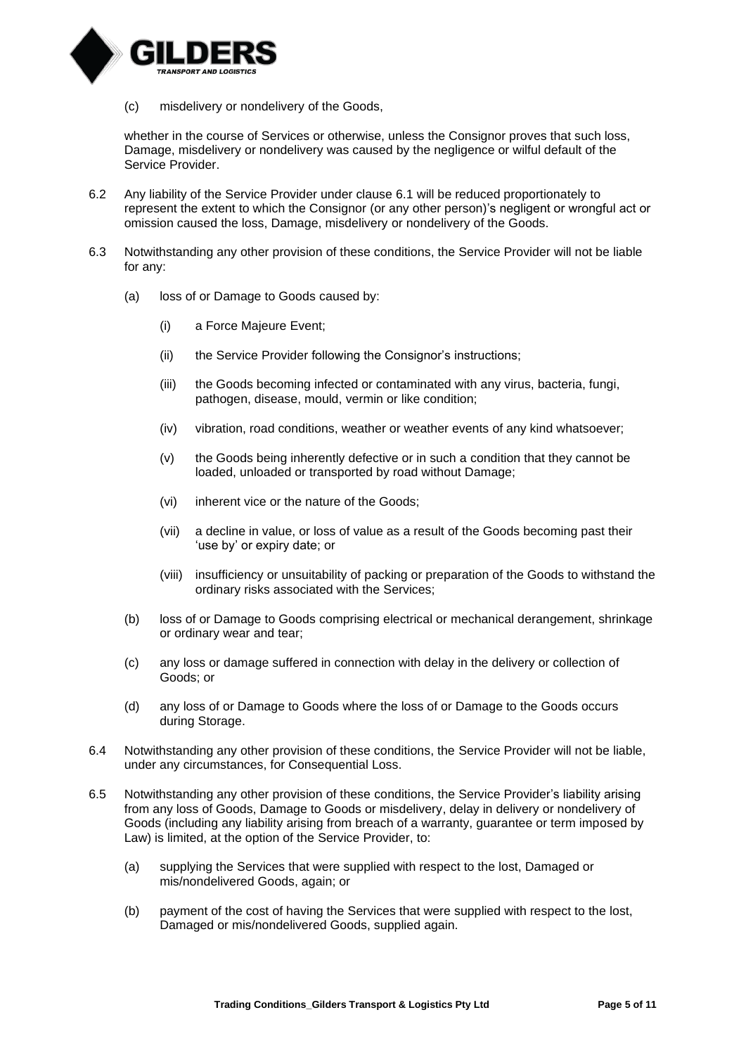(c) misdelivery or nondelivery of the Goods,

whether in the course of Services or otherwise, unless the Consignor proves that such loss, Damage, misdelivery or nondelivery was caused by the negligence or wilful default of the Service Provider.

6.2 Any liability of the Service Provider under clause 6.1 will be reduced proportionately to represent the extent to which the Consignor (or any other person)'s negligent or wrongful act or omission caused the loss, Damage, misdelivery or nondelivery of the Goods.

6.3 Notwithstanding any other provision of these conditions, the Service Provider will not be liable for any:

(a) loss of or Damage to Goods caused by:

(i) a Force Majeure Event;

(ii) the Service Provider following the Consignor's instructions;

(iii) the Goods becoming infected or contaminated with any virus, bacteria, fungi, pathogen, disease, mould, vermin or like condition;

(iv) vibration, road conditions, weather or weather events of any kind whatsoever;

(v) the Goods being inherently defective or in such a condition that they cannot be loaded, unloaded or transported by road without Damage;

(vi) inherent vice or the nature of the Goods;

(vii) a decline in value, or loss of value as a result of the Goods becoming past their 'use by' or expiry date; or

(viii) insufficiency or unsuitability of packing or preparation of the Goods to withstand the ordinary risks associated with the Services;

(b) loss of or Damage to Goods comprising electrical or mechanical derangement, shrinkage or ordinary wear and tear;

(c) any loss or damage suffered in connection with delay in the delivery or collection of Goods; or

(d) any loss of or Damage to Goods where the loss of or Damage to the Goods occurs during Storage.

6.4 Notwithstanding any other provision of these conditions, the Service Provider will not be liable, under any circumstances, for Consequential Loss.

6.5 Notwithstanding any other provision of these conditions, the Service Provider's liability arising from any loss of Goods, Damage to Goods or misdelivery, delay in delivery or nondelivery of Goods (including any liability arising from breach of a warranty, guarantee or term imposed by Law) is limited, at the option of the Service Provider, to:

(a) supplying the Services that were supplied with respect to the lost, Damaged or mis/nondelivered Goods, again; or

(b) payment of the cost of having the Services that were supplied with respect to the lost, Damaged or mis/nondelivered Goods, supplied again.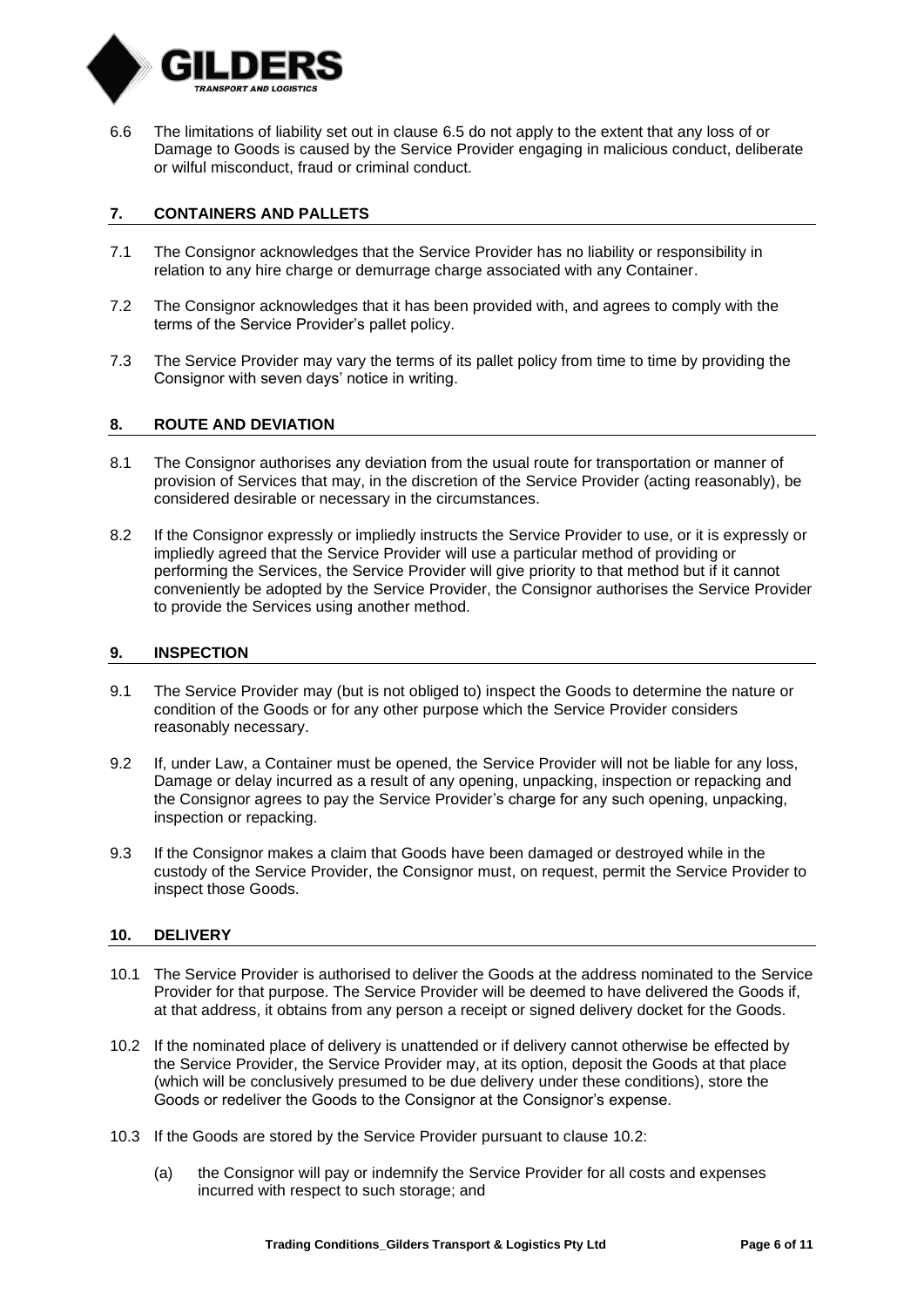6.6 The limitations of liability set out in clause 6.5 do not apply to the extent that any loss of or Damage to Goods is caused by the Service Provider engaging in malicious conduct, deliberate or wilful misconduct, fraud or criminal conduct.

## 7. CONTAINERS AND PALLETS

7.1 The Consignor acknowledges that the Service Provider has no liability or responsibility in relation to any hire charge or demurrage charge associated with any Container.

7.2 The Consignor acknowledges that it has been provided with, and agrees to comply with the terms of the Service Provider's pallet policy.

7.3 The Service Provider may vary the terms of its pallet policy from time to time by providing the Consignor with seven days' notice in writing.

## 8. ROUTE AND DEVIATION

8.1 The Consignor authorises any deviation from the usual route for transportation or manner of provision of Services that may, in the discretion of the Service Provider (acting reasonably), be considered desirable or necessary in the circumstances.

8.2 If the Consignor expressly or impliedly instructs the Service Provider to use, or it is expressly or impliedly agreed that the Service Provider will use a particular method of providing or performing the Services, the Service Provider will give priority to that method but if it cannot conveniently be adopted by the Service Provider, the Consignor authorises the Service Provider to provide the Services using another method.

## 9. INSPECTION

9.1 The Service Provider may (but is not obliged to) inspect the Goods to determine the nature or condition of the Goods or for any other purpose which the Service Provider considers reasonably necessary.

9.2 If, under Law, a Container must be opened, the Service Provider will not be liable for any loss, Damage or delay incurred as a result of any opening, unpacking, inspection or repacking and the Consignor agrees to pay the Service Provider's charge for any such opening, unpacking, inspection or repacking.

9.3 If the Consignor makes a claim that Goods have been damaged or destroyed while in the custody of the Service Provider, the Consignor must, on request, permit the Service Provider to inspect those Goods.

## 10. DELIVERY

10.1 The Service Provider is authorised to deliver the Goods at the address nominated to the Service Provider for that purpose. The Service Provider will be deemed to have delivered the Goods if, at that address, it obtains from any person a receipt or signed delivery docket for the Goods.

10.2 If the nominated place of delivery is unattended or if delivery cannot otherwise be effected by the Service Provider, the Service Provider may, at its option, deposit the Goods at that place (which will be conclusively presumed to be due delivery under these conditions), store the Goods or redeliver the Goods to the Consignor at the Consignor's expense.

10.3 If the Goods are stored by the Service Provider pursuant to clause 10.2:

(a) the Consignor will pay or indemnify the Service Provider for all costs and expenses incurred with respect to such storage; and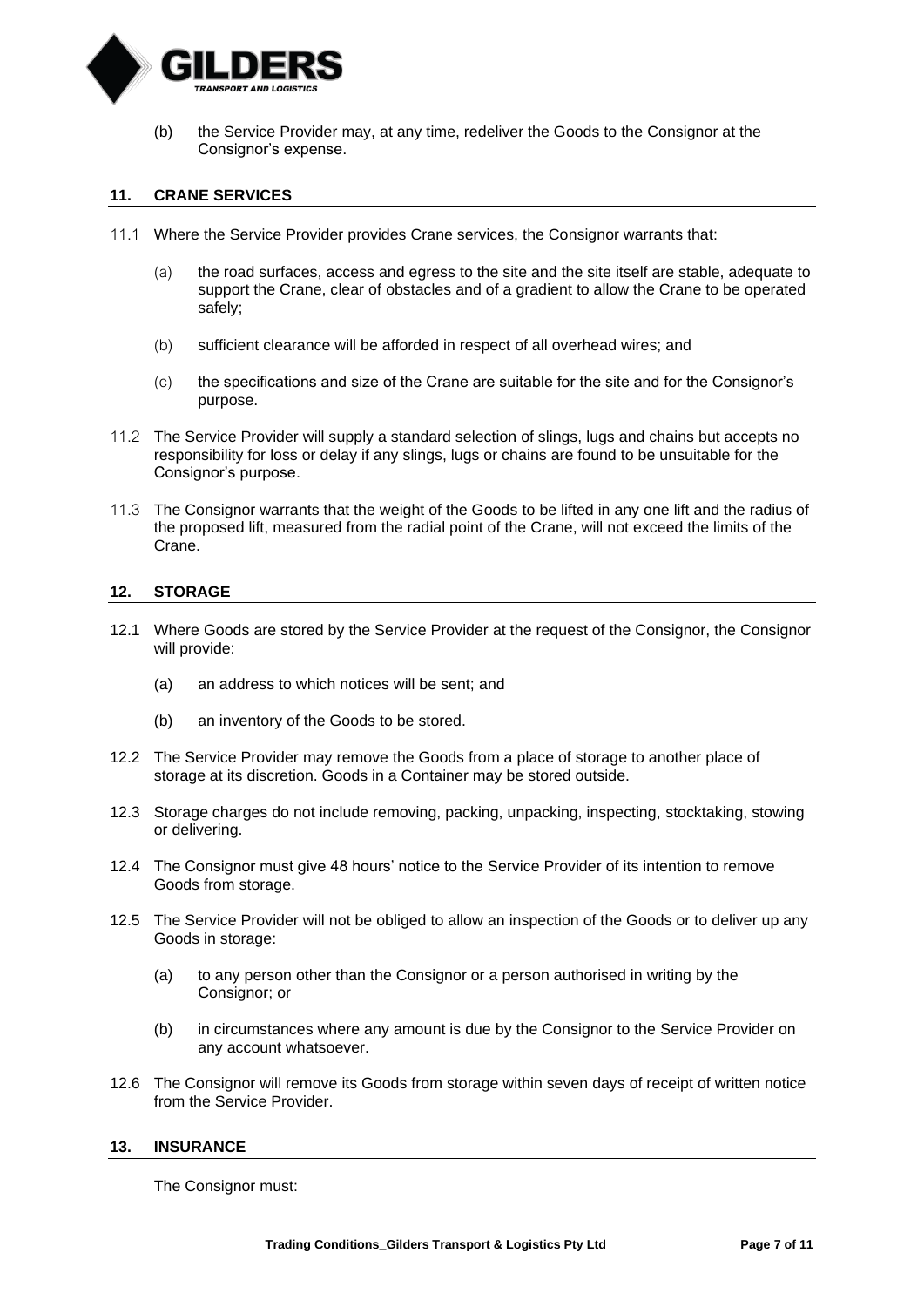(b) the Service Provider may, at any time, redeliver the Goods to the Consignor at the Consignor's expense.

## 11. CRANE SERVICES

11.1 Where the Service Provider provides Crane services, the Consignor warrants that:

(a) the road surfaces, access and egress to the site and the site itself are stable, adequate to support the Crane, clear of obstacles and of a gradient to allow the Crane to be operated safely;

(b) sufficient clearance will be afforded in respect of all overhead wires; and

(c) the specifications and size of the Crane are suitable for the site and for the Consignor's purpose.

11.2 The Service Provider will supply a standard selection of slings, lugs and chains but accepts no responsibility for loss or delay if any slings, lugs or chains are found to be unsuitable for the Consignor's purpose.

11.3 The Consignor warrants that the weight of the Goods to be lifted in any one lift and the radius of the proposed lift, measured from the radial point of the Crane, will not exceed the limits of the Crane.

## 12. STORAGE

12.1 Where Goods are stored by the Service Provider at the request of the Consignor, the Consignor will provide:

(a) an address to which notices will be sent; and

(b) an inventory of the Goods to be stored.

12.2 The Service Provider may remove the Goods from a place of storage to another place of storage at its discretion. Goods in a Container may be stored outside.

12.3 Storage charges do not include removing, packing, unpacking, inspecting, stocktaking, stowing or delivering.

12.4 The Consignor must give 48 hours' notice to the Service Provider of its intention to remove Goods from storage.

12.5 The Service Provider will not be obliged to allow an inspection of the Goods or to deliver up any Goods in storage:

(a) to any person other than the Consignor or a person authorised in writing by the Consignor; or

(b) in circumstances where any amount is due by the Consignor to the Service Provider on any account whatsoever.

12.6 The Consignor will remove its Goods from storage within seven days of receipt of written notice from the Service Provider.

## 13. INSURANCE

The Consignor must: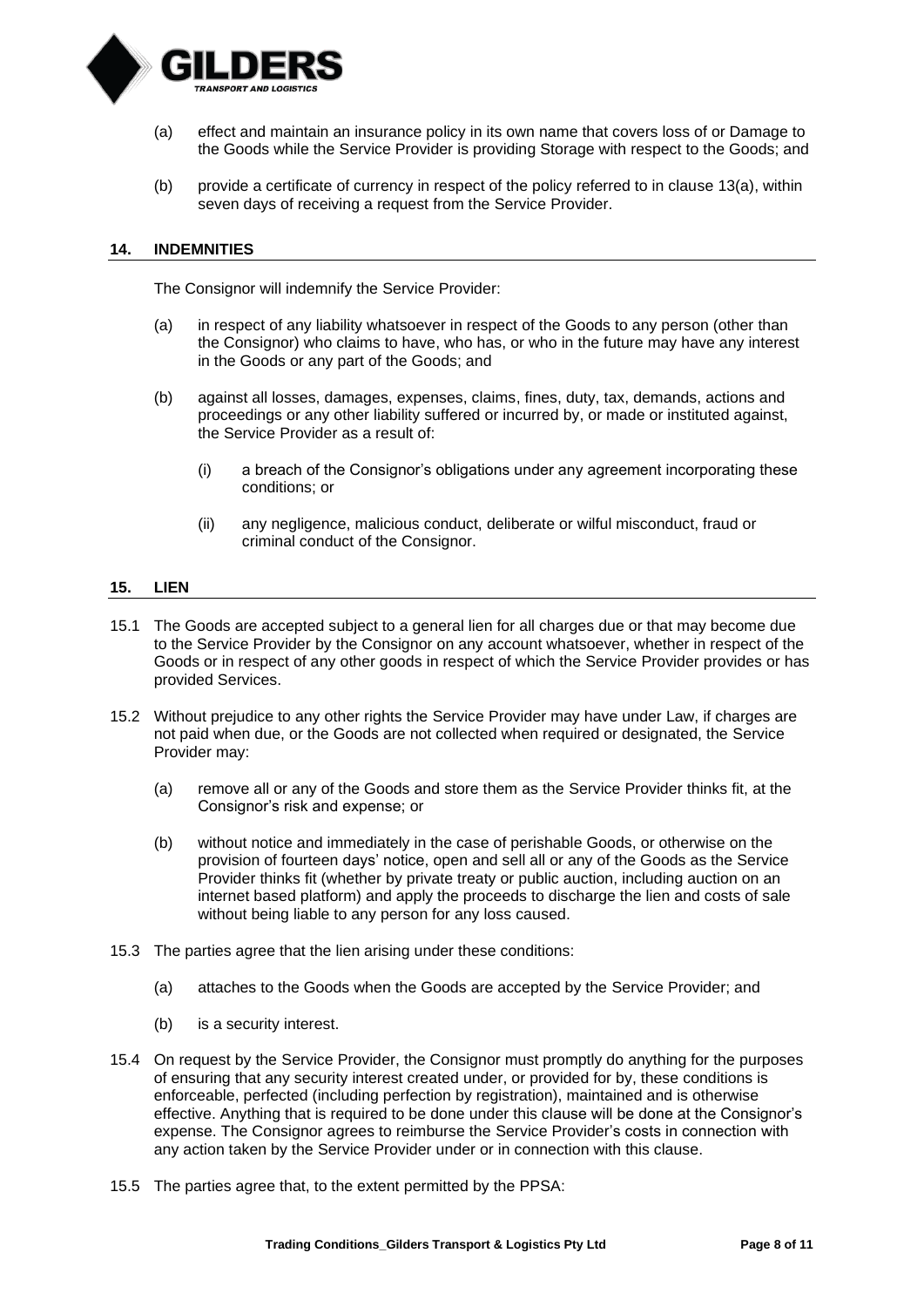(a) effect and maintain an insurance policy in its own name that covers loss of or Damage to the Goods while the Service Provider is providing Storage with respect to the Goods; and

(b) provide a certificate of currency in respect of the policy referred to in clause 13(a), within seven days of receiving a request from the Service Provider.

## 14. INDEMNITIES

The Consignor will indemnify the Service Provider:

(a) in respect of any liability whatsoever in respect of the Goods to any person (other than the Consignor) who claims to have, who has, or who in the future may have any interest in the Goods or any part of the Goods; and

(b) against all losses, damages, expenses, claims, fines, duty, tax, demands, actions and proceedings or any other liability suffered or incurred by, or made or instituted against, the Service Provider as a result of:

   (i) a breach of the Consignor's obligations under any agreement incorporating these conditions; or

   (ii) any negligence, malicious conduct, deliberate or wilful misconduct, fraud or criminal conduct of the Consignor.

## 15. LIEN

15.1 The Goods are accepted subject to a general lien for all charges due or that may become due to the Service Provider by the Consignor on any account whatsoever, whether in respect of the Goods or in respect of any other goods in respect of which the Service Provider provides or has provided Services.

15.2 Without prejudice to any other rights the Service Provider may have under Law, if charges are not paid when due, or the Goods are not collected when required or designated, the Service Provider may:

(a) remove all or any of the Goods and store them as the Service Provider thinks fit, at the Consignor's risk and expense; or

(b) without notice and immediately in the case of perishable Goods, or otherwise on the provision of fourteen days' notice, open and sell all or any of the Goods as the Service Provider thinks fit (whether by private treaty or public auction, including auction on an internet based platform) and apply the proceeds to discharge the lien and costs of sale without being liable to any person for any loss caused.

15.3 The parties agree that the lien arising under these conditions:

(a) attaches to the Goods when the Goods are accepted by the Service Provider; and

(b) is a security interest.

15.4 On request by the Service Provider, the Consignor must promptly do anything for the purposes of ensuring that any security interest created under, or provided for by, these conditions is enforceable, perfected (including perfection by registration), maintained and is otherwise effective. Anything that is required to be done under this clause will be done at the Consignor's expense. The Consignor agrees to reimburse the Service Provider's costs in connection with any action taken by the Service Provider under or in connection with this clause.

15.5 The parties agree that, to the extent permitted by the PPSA: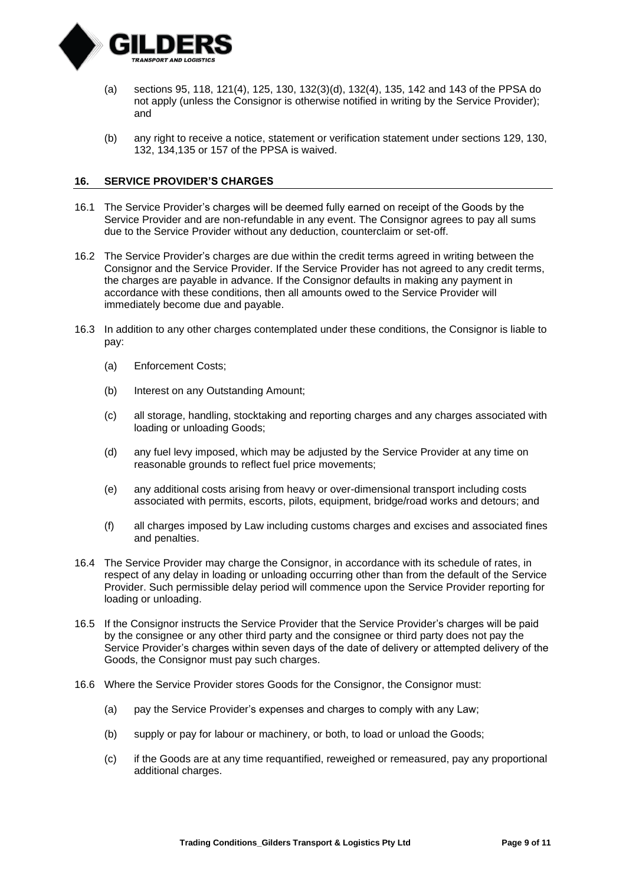(a) sections 95, 118, 121(4), 125, 130, 132(3)(d), 132(4), 135, 142 and 143 of the PPSA do not apply (unless the Consignor is otherwise notified in writing by the Service Provider); and

(b) any right to receive a notice, statement or verification statement under sections 129, 130, 132, 134,135 or 157 of the PPSA is waived.

## 16. SERVICE PROVIDER'S CHARGES

16.1 The Service Provider's charges will be deemed fully earned on receipt of the Goods by the Service Provider and are non-refundable in any event. The Consignor agrees to pay all sums due to the Service Provider without any deduction, counterclaim or set-off.

16.2 The Service Provider's charges are due within the credit terms agreed in writing between the Consignor and the Service Provider. If the Service Provider has not agreed to any credit terms, the charges are payable in advance. If the Consignor defaults in making any payment in accordance with these conditions, then all amounts owed to the Service Provider will immediately become due and payable.

16.3 In addition to any other charges contemplated under these conditions, the Consignor is liable to pay:

(a) Enforcement Costs;

(b) Interest on any Outstanding Amount;

(c) all storage, handling, stocktaking and reporting charges and any charges associated with loading or unloading Goods;

(d) any fuel levy imposed, which may be adjusted by the Service Provider at any time on reasonable grounds to reflect fuel price movements;

(e) any additional costs arising from heavy or over-dimensional transport including costs associated with permits, escorts, pilots, equipment, bridge/road works and detours; and

(f) all charges imposed by Law including customs charges and excises and associated fines and penalties.

16.4 The Service Provider may charge the Consignor, in accordance with its schedule of rates, in respect of any delay in loading or unloading occurring other than from the default of the Service Provider. Such permissible delay period will commence upon the Service Provider reporting for loading or unloading.

16.5 If the Consignor instructs the Service Provider that the Service Provider's charges will be paid by the consignee or any other third party and the consignee or third party does not pay the Service Provider's charges within seven days of the date of delivery or attempted delivery of the Goods, the Consignor must pay such charges.

16.6 Where the Service Provider stores Goods for the Consignor, the Consignor must:

(a) pay the Service Provider's expenses and charges to comply with any Law;

(b) supply or pay for labour or machinery, or both, to load or unload the Goods;

(c) if the Goods are at any time requantified, reweighed or remeasured, pay any proportional additional charges.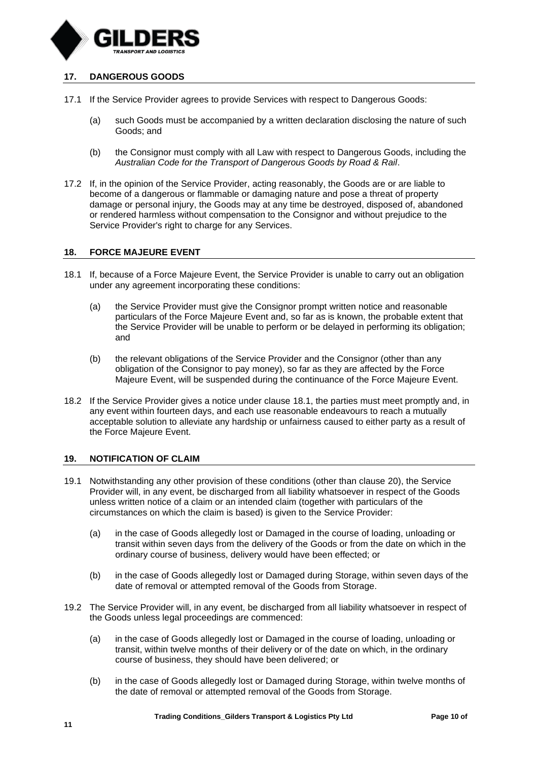## 17. DANGEROUS GOODS

17.1 If the Service Provider agrees to provide Services with respect to Dangerous Goods:

(a) such Goods must be accompanied by a written declaration disclosing the nature of such Goods; and

(b) the Consignor must comply with all Law with respect to Dangerous Goods, including the *Australian Code for the Transport of Dangerous Goods by Road & Rail*.

17.2 If, in the opinion of the Service Provider, acting reasonably, the Goods are or are liable to become of a dangerous or flammable or damaging nature and pose a threat of property damage or personal injury, the Goods may at any time be destroyed, disposed of, abandoned or rendered harmless without compensation to the Consignor and without prejudice to the Service Provider's right to charge for any Services.

## 18. FORCE MAJEURE EVENT

18.1 If, because of a Force Majeure Event, the Service Provider is unable to carry out an obligation under any agreement incorporating these conditions:

(a) the Service Provider must give the Consignor prompt written notice and reasonable particulars of the Force Majeure Event and, so far as is known, the probable extent that the Service Provider will be unable to perform or be delayed in performing its obligation; and

(b) the relevant obligations of the Service Provider and the Consignor (other than any obligation of the Consignor to pay money), so far as they are affected by the Force Majeure Event, will be suspended during the continuance of the Force Majeure Event.

18.2 If the Service Provider gives a notice under clause 18.1, the parties must meet promptly and, in any event within fourteen days, and each use reasonable endeavours to reach a mutually acceptable solution to alleviate any hardship or unfairness caused to either party as a result of the Force Majeure Event.

## 19. NOTIFICATION OF CLAIM

19.1 Notwithstanding any other provision of these conditions (other than clause 20), the Service Provider will, in any event, be discharged from all liability whatsoever in respect of the Goods unless written notice of a claim or an intended claim (together with particulars of the circumstances on which the claim is based) is given to the Service Provider:

(a) in the case of Goods allegedly lost or Damaged in the course of loading, unloading or transit within seven days from the delivery of the Goods or from the date on which in the ordinary course of business, delivery would have been effected; or

(b) in the case of Goods allegedly lost or Damaged during Storage, within seven days of the date of removal or attempted removal of the Goods from Storage.

19.2 The Service Provider will, in any event, be discharged from all liability whatsoever in respect of the Goods unless legal proceedings are commenced:

(a) in the case of Goods allegedly lost or Damaged in the course of loading, unloading or transit, within twelve months of their delivery or of the date on which, in the ordinary course of business, they should have been delivered; or

(b) in the case of Goods allegedly lost or Damaged during Storage, within twelve months of the date of removal or attempted removal of the Goods from Storage.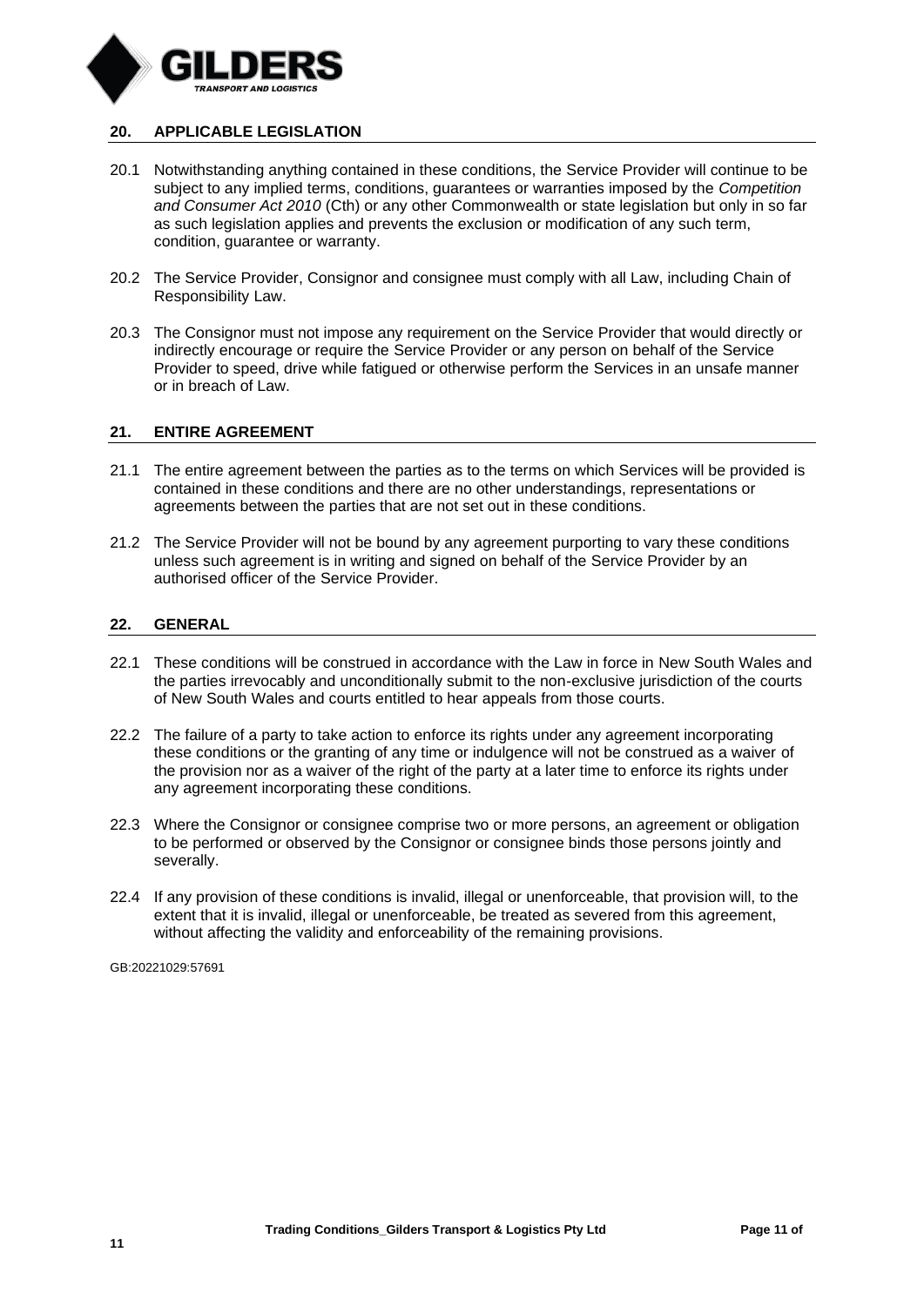## 20. APPLICABLE LEGISLATION

20.1 Notwithstanding anything contained in these conditions, the Service Provider will continue to be subject to any implied terms, conditions, guarantees or warranties imposed by the *Competition and Consumer Act 2010* (Cth) or any other Commonwealth or state legislation but only in so far as such legislation applies and prevents the exclusion or modification of any such term, condition, guarantee or warranty.

20.2 The Service Provider, Consignor and consignee must comply with all Law, including Chain of Responsibility Law.

20.3 The Consignor must not impose any requirement on the Service Provider that would directly or indirectly encourage or require the Service Provider or any person on behalf of the Service Provider to speed, drive while fatigued or otherwise perform the Services in an unsafe manner or in breach of Law.

## 21. ENTIRE AGREEMENT

21.1 The entire agreement between the parties as to the terms on which Services will be provided is contained in these conditions and there are no other understandings, representations or agreements between the parties that are not set out in these conditions.

21.2 The Service Provider will not be bound by any agreement purporting to vary these conditions unless such agreement is in writing and signed on behalf of the Service Provider by an authorised officer of the Service Provider.

## 22. GENERAL

22.1 These conditions will be construed in accordance with the Law in force in New South Wales and the parties irrevocably and unconditionally submit to the non-exclusive jurisdiction of the courts of New South Wales and courts entitled to hear appeals from those courts.

22.2 The failure of a party to take action to enforce its rights under any agreement incorporating these conditions or the granting of any time or indulgence will not be construed as a waiver of the provision nor as a waiver of the right of the party at a later time to enforce its rights under any agreement incorporating these conditions.

22.3 Where the Consignor or consignee comprise two or more persons, an agreement or obligation to be performed or observed by the Consignor or consignee binds those persons jointly and severally.

22.4 If any provision of these conditions is invalid, illegal or unenforceable, that provision will, to the extent that it is invalid, illegal or unenforceable, be treated as severed from this agreement, without affecting the validity and enforceability of the remaining provisions.

GB:20221029:57691